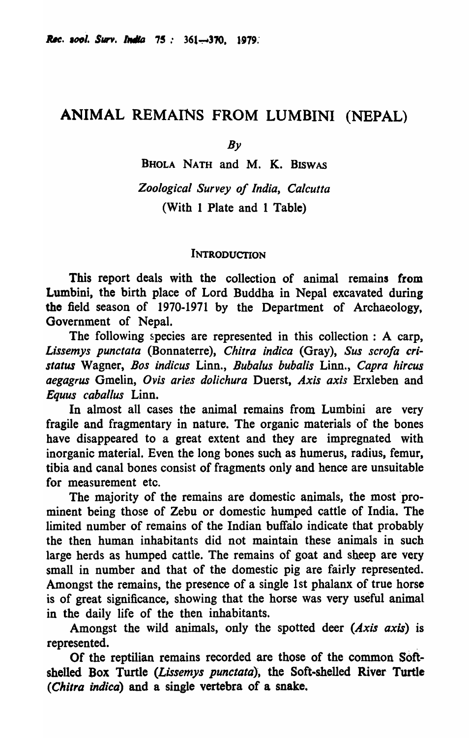# ANIMAL REMAINS FROM LUMBINI (NEPAL)

*By*

BHOLA NATH and M. K. BISWAS

*Zoological Survey of India, Calcutta*

(With 1 Plate and 1 Table)

## INTRODUCTION

This report deals with the collection of animal remains from Lumbini, the birth place of Lord Buddha in Nepal excavated during the field season of 1970-1971 by the Department of Archaeology, Government of Nepal.

The following species are represented in this collection : A carp, *Lissemys punctata* (Bonnaterre), *Chitra indica* (Gray), *Sus scrofa cristatus* Wagner, *Bos indicus* Linn., *Bubalus bubalis* Linn., *Capra hircus aegagrus* Gmelin, *Ovis aries dolichura* Duerst, *Axis axis* Erxleben and *Equus caballus* Linn.

In almost all cases the animal remains from Lumbini are very fragile and fragmentary in nature. The organic materials of the bones have disappeared to a great extent and they are impregnated with inorganic material. Even the long bones such as humerus, radius, femur, tibia and canal bones consist of fragments only and hence are unsuitable for measurement etc.

The majority of the remains are domestic animals, the most prominent being those of Zebu or domestic humped cattle of India. The limited number of remains of the Indian buffalo indicate that probably the then human inhabitants did not maintain these animals in such large herds as humped cattle. The remains of goat and sheep are very small in number and that of the domestic pig are fairly represented. Amongst the remains, the presence of a single 1st phalanx of true horse is of great significance, showing that the horse was very useful animal in the daily life of the then inhabitants.

Amongst the wild animals, only the spotted deer (*Axis axis*) is represented.

Of the reptilian remains recorded are those of the common Soft-shelled Box Turtle (*Lissemys punctata*), the Soft-shelled River Turtle (*Chitra indica*) and a single vertebra of a snake.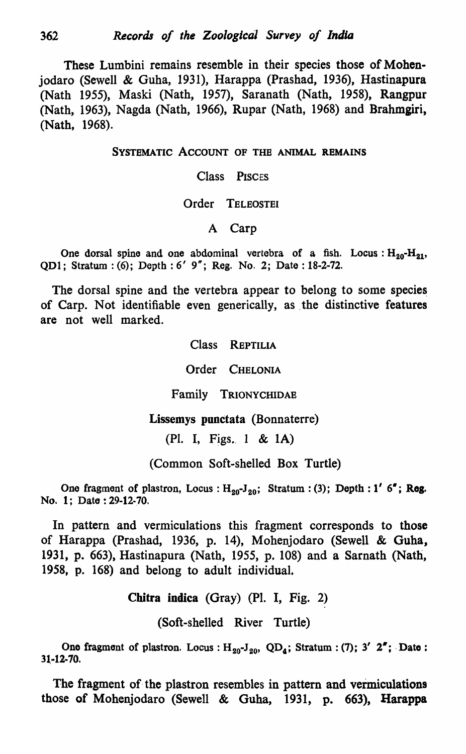These Lumbini remains resemble in their species those of Mohenjodaro (Sewell & Guha, 1931), Harappa (Prashad, 1936), Hastinapura (Nath 1955), Maski (Nath, 1957), Saranath (Nath, 1958), Rangpur (Nath, 1963), Nagda (Nath, 1966), Rupar (Nath, 1968) and Brahmgiri, (Nath, 1968).

## SYSTEMATIC ACCOUNT OF THE ANIMAL REMAINS

### Class PISCES

#### Order TELEOSTEI

##### A Carp

One dorsal spine and one abdominal vertebra of a fish. Locus : $H_{20}$-$H_{21}$, QD1; Stratum : (6); Depth : 6′ 9″; Reg. No. 2; Date : 18-2-72.

The dorsal spine and the vertebra appear to belong to some species of Carp. Not identifiable even generically, as the distinctive features are not well marked.

### Class REPTILIA

#### Order CHELONIA

##### Family TRIONYCHIDAE

**Lissemys punctata** (Bonnaterre)

(Pl. I, Figs. 1 & 1A)

(Common Soft-shelled Box Turtle)

One fragment of plastron, Locus : $H_{20}$-$J_{20}$; Stratum : (3); Depth : 1′ 6″; Reg. No. 1; Date : 29-12-70.

In pattern and vermiculations this fragment corresponds to those of Harappa (Prashad, 1936, p. 14), Mohenjodaro (Sewell & Guha, 1931, p. 663), Hastinapura (Nath, 1955, p. 108) and a Sarnath (Nath, 1958, p. 168) and belong to adult individual.

**Chitra indica** (Gray) (Pl. I, Fig. 2)

(Soft-shelled River Turtle)

One fragment of plastron. Locus : $H_{20}$-$J_{20}$, $QD_4$; Stratum : (7); 3′ 2″; Date : 31-12-70.

The fragment of the plastron resembles in pattern and vermiculations those of Mohenjodaro (Sewell & Guha, 1931, p. 663), Harappa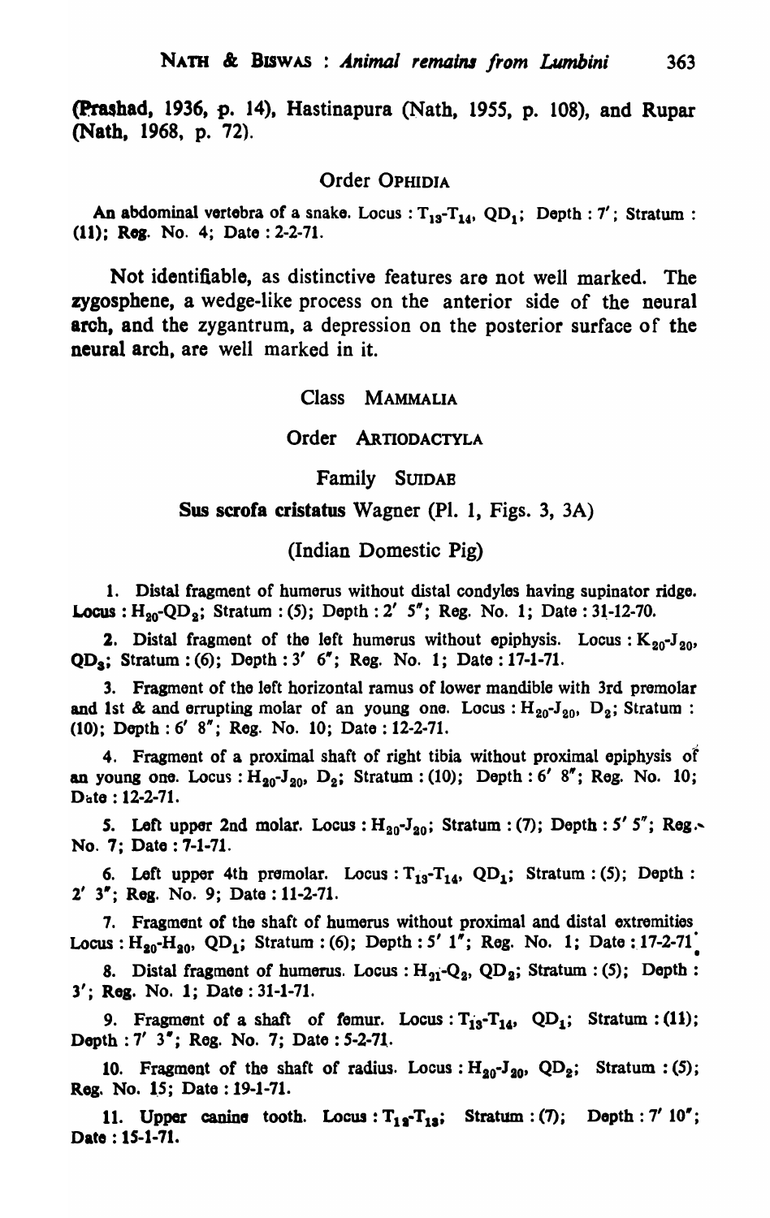(Prashad, 1936, p. 14), Hastinapura (Nath, 1955, p. 108), and Rupar (Nath, 1968, p. 72).

### Order OPHIDIA

An abdominal vertebra of a snake. Locus : $T_{13}$-$T_{14}$, $QD_1$; Depth : 7′; Stratum : (11); Reg. No. 4; Date : 2-2-71.

Not identifiable, as distinctive features are not well marked. The zygosphene, a wedge-like process on the anterior side of the neural arch, and the zygantrum, a depression on the posterior surface of the neural arch, are well marked in it.

## Class MAMMALIA

### Order ARTIODACTYLA

#### Family SUIDAE

**Sus scrofa cristatus** Wagner (Pl. 1, Figs. 3, 3A)

(Indian Domestic Pig)

1. Distal fragment of humerus without distal condyles having supinator ridge. Locus : $H_{20}$-$QD_2$; Stratum : (5); Depth : 2′ 5″; Reg. No. 1; Date : 31-12-70.

2. Distal fragment of the left humerus without epiphysis. Locus : $K_{20}$-$J_{20}$, $QD_3$; Stratum : (6); Depth : 3′ 6″; Reg. No. 1; Date : 17-1-71.

3. Fragment of the left horizontal ramus of lower mandible with 3rd premolar and 1st & and errupting molar of an young one. Locus : $H_{20}$-$J_{20}$, $D_2$; Stratum : (10); Depth : 6′ 8″; Reg. No. 10; Date : 12-2-71.

4. Fragment of a proximal shaft of right tibia without proximal epiphysis of an young one. Locus : $H_{20}$-$J_{20}$, $D_2$; Stratum : (10); Depth : 6′ 8″; Reg. No. 10; Date : 12-2-71.

5. Left upper 2nd molar. Locus : $H_{20}$-$J_{20}$; Stratum : (7); Depth : 5′ 5″; Reg. No. 7; Date : 7-1-71.

6. Left upper 4th premolar. Locus : $T_{13}$-$T_{14}$, $QD_1$; Stratum : (5); Depth : 2′ 3″; Reg. No. 9; Date : 11-2-71.

7. Fragment of the shaft of humerus without proximal and distal extremities Locus : $H_{20}$-$H_{20}$, $QD_1$; Stratum : (6); Depth : 5′ 1″; Reg. No. 1; Date : 17-2-71.

8. Distal fragment of humerus. Locus : $H_{21}$-$Q_2$, $QD_2$; Stratum : (5); Depth : 3′; Reg. No. 1; Date : 31-1-71.

9. Fragment of a shaft of femur. Locus : $T_{13}$-$T_{14}$, $QD_1$; Stratum : (11); Depth : 7′ 3″; Reg. No. 7; Date : 5-2-71.

10. Fragment of the shaft of radius. Locus : $H_{20}$-$J_{20}$, $QD_2$; Stratum : (5); Reg. No. 15; Date : 19-1-71.

11. Upper canine tooth. Locus : $T_{12}$-$T_{13}$; Stratum : (7); Depth : 7′ 10″; Date : 15-1-71.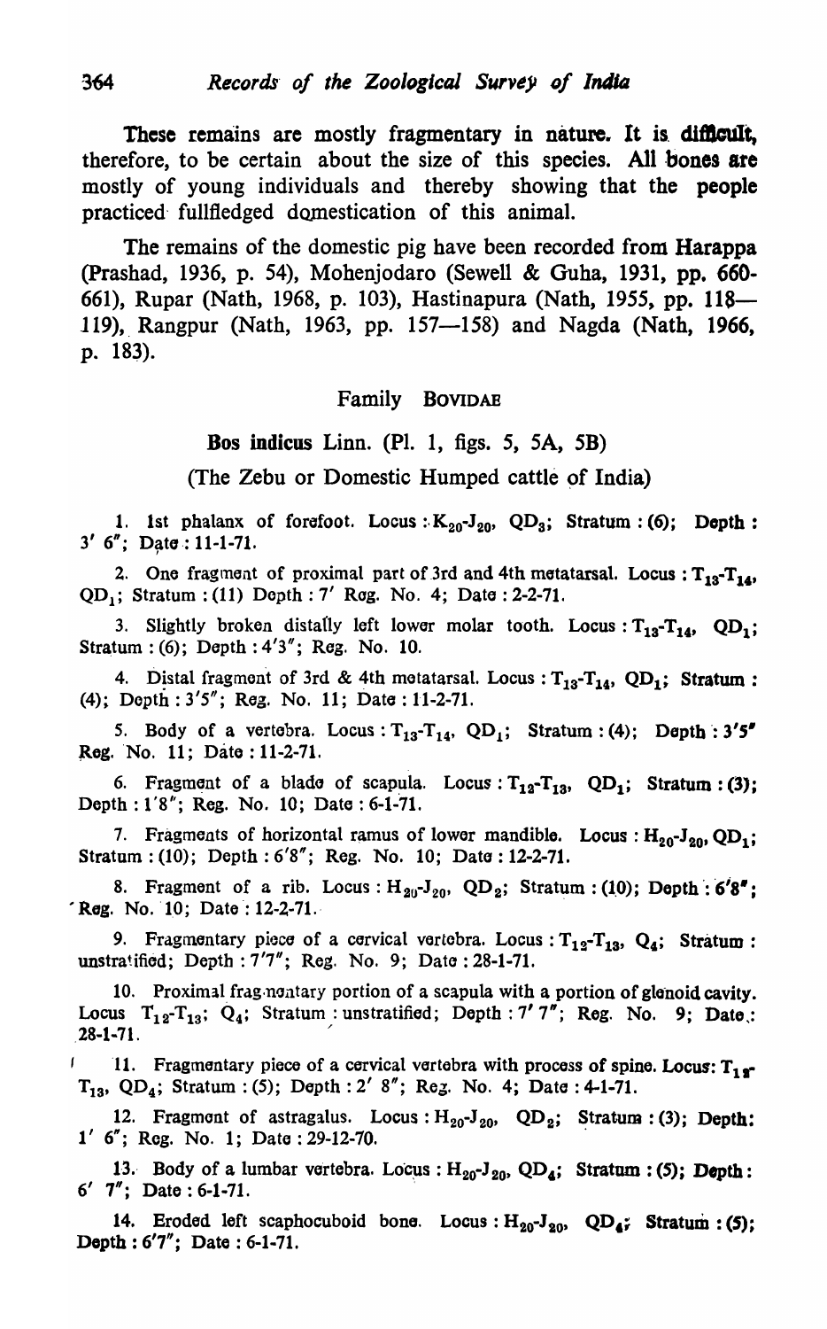These remains are mostly fragmentary in nature. It is difficult, therefore, to be certain about the size of this species. All bones are mostly of young individuals and thereby showing that the people practiced fullfledged domestication of this animal.

The remains of the domestic pig have been recorded from Harappa (Prashad, 1936, p. 54), Mohenjodaro (Sewell & Guha, 1931, pp. 660-661), Rupar (Nath, 1968, p. 103), Hastinapura (Nath, 1955, pp. 118—119), Rangpur (Nath, 1963, pp. 157—158) and Nagda (Nath, 1966, p. 183).

## Family BOVIDAE

### **Bos indicus** Linn. (Pl. 1, figs. 5, 5A, 5B)

(The Zebu or Domestic Humped cattle of India)

1. 1st phalanx of forefoot. Locus : $K_{20}$-$J_{20}$, $QD_3$; Stratum : (6); Depth : 3′ 6″; Date : 11-1-71.

2. One fragment of proximal part of 3rd and 4th metatarsal. Locus : $T_{13}$-$T_{14}$, $QD_1$; Stratum : (11) Depth : 7′ Reg. No. 4; Date : 2-2-71.

3. Slightly broken distally left lower molar tooth. Locus : $T_{13}$-$T_{14}$, $QD_1$; Stratum : (6); Depth : 4′3″; Reg. No. 10.

4. Distal fragment of 3rd & 4th metatarsal. Locus : $T_{13}$-$T_{14}$, $QD_1$; Stratum : (4); Depth : 3′5″; Reg. No. 11; Date : 11-2-71.

5. Body of a vertebra. Locus : $T_{13}$-$T_{14}$, $QD_1$; Stratum : (4); Depth : 3′5″ Reg. No. 11; Date : 11-2-71.

6. Fragment of a blade of scapula. Locus : $T_{12}$-$T_{13}$, $QD_1$; Stratum : (3); Depth : 1′8″; Reg. No. 10; Date : 6-1-71.

7. Fragments of horizontal ramus of lower mandible. Locus : $H_{20}$-$J_{20}$, $QD_1$; Stratum : (10); Depth : 6′8″; Reg. No. 10; Date : 12-2-71.

8. Fragment of a rib. Locus : $H_{20}$-$J_{20}$, $QD_2$; Stratum : (10); Depth : 6′8″; Reg. No. 10; Date : 12-2-71.

9. Fragmentary piece of a cervical vertebra. Locus : $T_{12}$-$T_{13}$, $Q_4$; Stratum : unstratified; Depth : 7′7″; Reg. No. 9; Date : 28-1-71.

10. Proximal fragmentary portion of a scapula with a portion of glenoid cavity. Locus $T_{12}$-$T_{13}$; $Q_4$; Stratum : unstratified; Depth : 7′ 7″; Reg. No. 9; Date : 28-1-71.

11. Fragmentary piece of a cervical vertebra with process of spine. Locus: $T_{12}$-$T_{13}$, $QD_4$; Stratum : (5); Depth : 2′ 8″; Reg. No. 4; Date : 4-1-71.

12. Fragment of astragalus. Locus : $H_{20}$-$J_{20}$, $QD_2$; Stratum : (3); Depth: 1′ 6″; Reg. No. 1; Date : 29-12-70.

13. Body of a lumbar vertebra. Locus : $H_{20}$-$J_{20}$, $QD_4$; Stratum : (5); Depth: 6′ 7″; Date : 6-1-71.

14. Eroded left scaphocuboid bone. Locus : $H_{20}$-$J_{20}$, $QD_4$; Stratum : (5); Depth : 6′7″; Date : 6-1-71.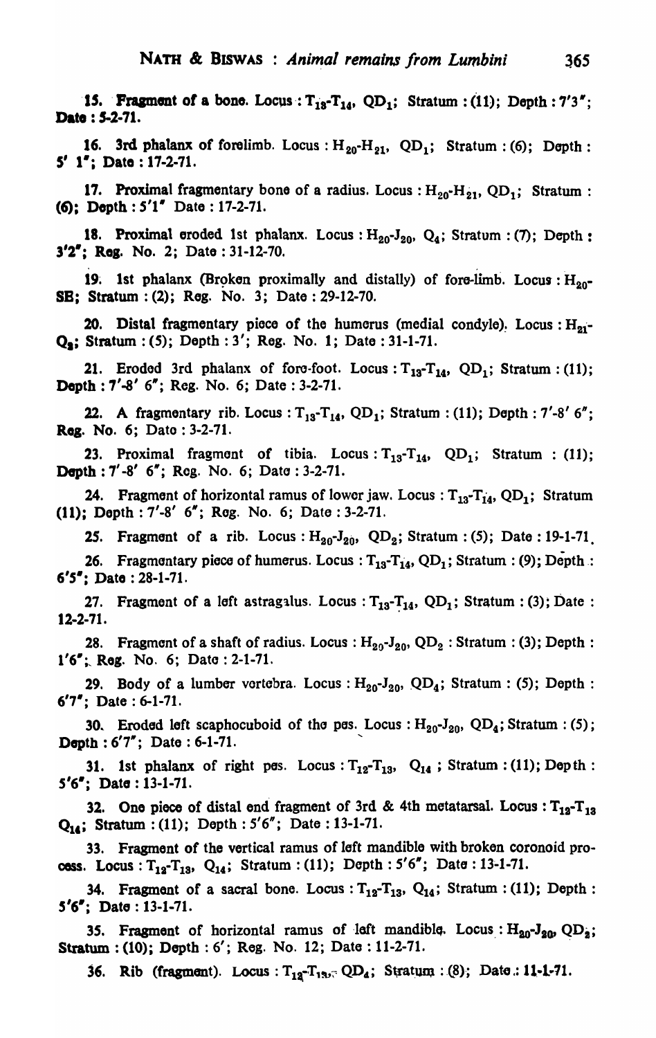**15. Fragment of a bone.** Locus : $T_{13}$-$T_{14}$, $QD_1$; Stratum : (11); Depth : 7'3"; **Date : 5-2-71.**

**16. 3rd phalanx of forelimb.** Locus : $H_{20}$-$H_{21}$, $QD_1$; Stratum : (6); Depth : 5' 1"; Date : 17-2-71.

**17. Proximal fragmentary bone of a radius.** Locus : $H_{20}$-$H_{21}$, $QD_1$; Stratum : (6); Depth : 5'1" Date : 17-2-71.

**18. Proximal eroded 1st phalanx.** Locus : $H_{20}$-$J_{20}$, $Q_4$; Stratum : (7); Depth : 3'2"; Reg. No. 2; Date : 31-12-70.

**19. 1st phalanx (Broken proximally and distally) of fore-limb.** Locus : $H_{20}$-SE; Stratum : (2); Reg. No. 3; Date : 29-12-70.

**20. Distal fragmentary piece of the humerus (medial condyle).** Locus : $H_{21}$-$Q_3$; Stratum : (5); Depth : 3'; Reg. No. 1; Date : 31-1-71.

**21. Eroded 3rd phalanx of fore-foot.** Locus : $T_{13}$-$T_{14}$, $QD_1$; Stratum : (11); Depth : 7'-8' 6"; Reg. No. 6; Date : 3-2-71.

**22. A fragmentary rib.** Locus : $T_{13}$-$T_{14}$, $QD_1$; Stratum : (11); Depth : 7'-8' 6"; Reg. No. 6; Date : 3-2-71.

**23. Proximal fragment of tibia.** Locus : $T_{13}$-$T_{14}$, $QD_1$; Stratum : (11); Depth : 7'-8' 6"; Reg. No. 6; Date : 3-2-71.

**24. Fragment of horizontal ramus of lower jaw.** Locus : $T_{13}$-$T_{14}$, $QD_1$; Stratum (11); Depth : 7'-8' 6"; Reg. No. 6; Date : 3-2-71.

**25. Fragment of a rib.** Locus : $H_{20}$-$J_{20}$, $QD_2$; Stratum : (5); Date : 19-1-71.

**26. Fragmentary piece of humerus.** Locus : $T_{13}$-$T_{14}$, $QD_1$; Stratum : (9); Depth : 6'5"; Date : 28-1-71.

**27. Fragment of a left astragalus.** Locus : $T_{13}$-$T_{14}$, $QD_1$; Stratum : (3); Date : 12-2-71.

**28. Fragment of a shaft of radius.** Locus : $H_{20}$-$J_{20}$, $QD_2$ : Stratum : (3); Depth : 1'6"; Reg. No. 6; Date : 2-1-71.

**29. Body of a lumber vertebra.** Locus : $H_{20}$-$J_{20}$, $QD_4$; Stratum : (5); Depth : 6'7"; Date : 6-1-71.

**30. Eroded left scaphocuboid of the pes.** Locus : $H_{20}$-$J_{20}$, $QD_4$; Stratum : (5); Depth : 6'7"; Date : 6-1-71.

**31. 1st phalanx of right pes.** Locus : $T_{12}$-$T_{13}$, $Q_{14}$ ; Stratum : (11); Depth : 5'6"; Date : 13-1-71.

**32. One piece of distal end fragment of 3rd & 4th metatarsal.** Locus : $T_{12}$-$T_{13}$ $Q_{14}$; Stratum : (11); Depth : 5'6"; Date : 13-1-71.

**33. Fragment of the vertical ramus of left mandible with broken coronoid process.** Locus : $T_{12}$-$T_{13}$, $Q_{14}$; Stratum : (11); Depth : 5'6"; Date : 13-1-71.

**34. Fragment of a sacral bone.** Locus : $T_{12}$-$T_{13}$, $Q_{14}$; Stratum : (11); Depth : 5'6"; Date : 13-1-71.

**35. Fragment of horizontal ramus of left mandible.** Locus : $H_{20}$-$J_{20}$, $QD_2$; Stratum : (10); Depth : 6'; Reg. No. 12; Date : 11-2-71.

**36. Rib (fragment).** Locus : $T_{12}$-$T_{13}$, $QD_4$; Stratum : (8); Date : 11-1-71.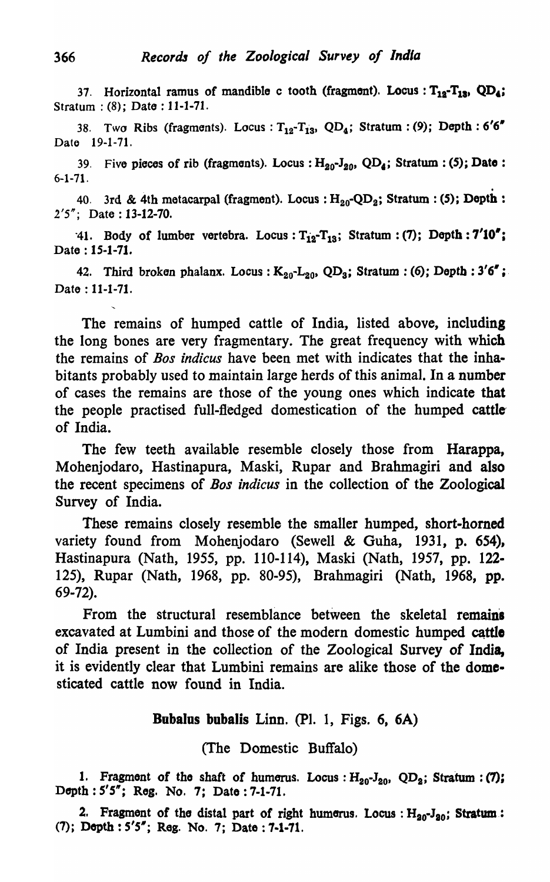37. Horizontal ramus of mandible c tooth (fragment). Locus : $T_{12}$-$T_{13}$, $QD_4$; Stratum : (8); Date : 11-1-71.

38. Two Ribs (fragments). Locus : $T_{12}$-$T_{13}$, $QD_4$; Stratum : (9); Depth : 6'6" Date 19-1-71.

39. Five pieces of rib (fragments). Locus : $H_{20}$-$J_{20}$, $QD_4$; Stratum : (5); Date : 6-1-71.

40. 3rd & 4th metacarpal (fragment). Locus : $H_{20}$-$QD_2$; Stratum : (5); Depth : 2'5"; Date : 13-12-70.

41. Body of lumber vertebra. Locus : $T_{12}$-$T_{13}$; Stratum : (7); Depth : 7'10"; Date : 15-1-71.

42. Third broken phalanx. Locus : $K_{20}$-$L_{20}$, $QD_3$; Stratum : (6); Depth : 3'6"; Date : 11-1-71.

The remains of humped cattle of India, listed above, including the long bones are very fragmentary. The great frequency with which the remains of *Bos indicus* have been met with indicates that the inhabitants probably used to maintain large herds of this animal. In a number of cases the remains are those of the young ones which indicate that the people practised full-fledged domestication of the humped cattle of India.

The few teeth available resemble closely those from Harappa, Mohenjodaro, Hastinapura, Maski, Rupar and Brahmagiri and also the recent specimens of *Bos indicus* in the collection of the Zoological Survey of India.

These remains closely resemble the smaller humped, short-horned variety found from Mohenjodaro (Sewell & Guha, 1931, p. 654), Hastinapura (Nath, 1955, pp. 110-114), Maski (Nath, 1957, pp. 122-125), Rupar (Nath, 1968, pp. 80-95), Brahmagiri (Nath, 1968, pp. 69-72).

From the structural resemblance between the skeletal remains excavated at Lumbini and those of the modern domestic humped cattle of India present in the collection of the Zoological Survey of India, it is evidently clear that Lumbini remains are alike those of the domesticated cattle now found in India.

### **Bubalus bubalis** Linn. (Pl. 1, Figs. 6, 6A)

(The Domestic Buffalo)

1. Fragment of the shaft of humerus. Locus : $H_{20}$-$J_{20}$, $QD_2$; Stratum : (7); Depth : 5'5"; Reg. No. 7; Date : 7-1-71.

2. Fragment of the distal part of right humerus. Locus : $H_{20}$-$J_{20}$; Stratum : (7); Depth : 5'5"; Reg. No. 7; Date : 7-1-71.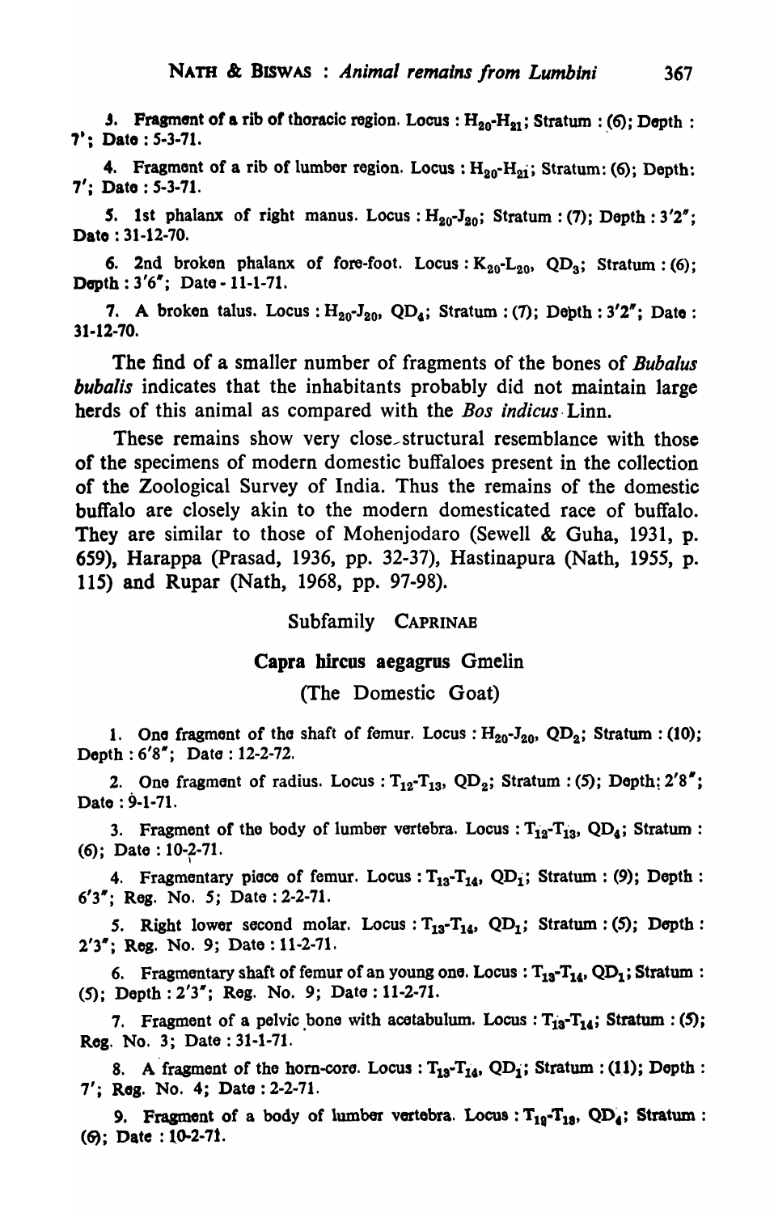3. Fragment of a rib of thoracic region. Locus : $H_{20}$-$H_{21}$; Stratum : (6); Depth : 7'; Date : 5-3-71.

4. Fragment of a rib of lumber region. Locus : $H_{20}$-$H_{21}$; Stratum: (6); Depth: 7'; Date : 5-3-71.

5. 1st phalanx of right manus. Locus : $H_{20}$-$J_{20}$; Stratum : (7); Depth : 3'2"; Date : 31-12-70.

6. 2nd broken phalanx of fore-foot. Locus : $K_{20}$-$L_{20}$, $QD_3$; Stratum : (6); Depth : 3'6"; Date - 11-1-71.

7. A broken talus. Locus : $H_{20}$-$J_{20}$, $QD_4$; Stratum : (7); Depth : 3'2"; Date : 31-12-70.

The find of a smaller number of fragments of the bones of *Bubalus bubalis* indicates that the inhabitants probably did not maintain large herds of this animal as compared with the *Bos indicus* Linn.

These remains show very close structural resemblance with those of the specimens of modern domestic buffaloes present in the collection of the Zoological Survey of India. Thus the remains of the domestic buffalo are closely akin to the modern domesticated race of buffalo. They are similar to those of Mohenjodaro (Sewell & Guha, 1931, p. 659), Harappa (Prasad, 1936, pp. 32-37), Hastinapura (Nath, 1955, p. 115) and Rupar (Nath, 1968, pp. 97-98).

## Subfamily CAPRINAE

### Capra hircus aegagrus Gmelin

(The Domestic Goat)

1. One fragment of the shaft of femur. Locus : $H_{20}$-$J_{20}$, $QD_2$; Stratum : (10); Depth : 6'8"; Date : 12-2-72.

2. One fragment of radius. Locus : $T_{12}$-$T_{13}$, $QD_2$; Stratum : (5); Depth: 2'8"; Date : 9-1-71.

3. Fragment of the body of lumber vertebra. Locus : $T_{12}$-$T_{13}$, $QD_4$; Stratum : (6); Date : 10-2-71.

4. Fragmentary piece of femur. Locus : $T_{13}$-$T_{14}$, $QD_1$; Stratum : (9); Depth : 6'3"; Reg. No. 5; Date : 2-2-71.

5. Right lower second molar. Locus : $T_{13}$-$T_{14}$, $QD_1$; Stratum : (5); Depth : 2'3"; Reg. No. 9; Date : 11-2-71.

6. Fragmentary shaft of femur of an young one. Locus : $T_{13}$-$T_{14}$, $QD_1$; Stratum : (5); Depth : 2'3"; Reg. No. 9; Date : 11-2-71.

7. Fragment of a pelvic bone with acetabulum. Locus : $T_{13}$-$T_{14}$; Stratum : (5); Reg. No. 3; Date : 31-1-71.

8. A fragment of the horn-core. Locus : $T_{13}$-$T_{14}$, $QD_1$; Stratum : (11); Depth : 7'; Reg. No. 4; Date : 2-2-71.

9. Fragment of a body of lumber vertebra. Locus : $T_{12}$-$T_{13}$, $QD_4$; Stratum : (6); Date : 10-2-71.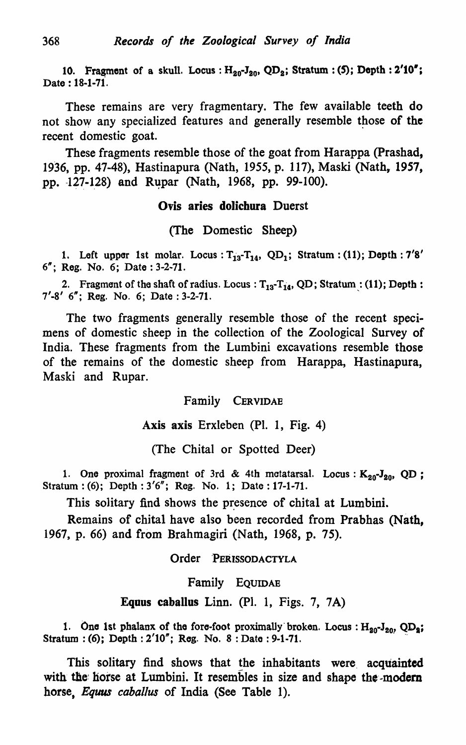10. Fragment of a skull. Locus : $H_{20}$-$J_{20}$, $QD_2$; Stratum : (5); Depth : 2'10"; Date : 18-1-71.

These remains are very fragmentary. The few available teeth do not show any specialized features and generally resemble those of the recent domestic goat.

These fragments resemble those of the goat from Harappa (Prashad, 1936, pp. 47-48), Hastinapura (Nath, 1955, p. 117), Maski (Nath, 1957, pp. 127-128) and Rupar (Nath, 1968, pp. 99-100).

### **Ovis aries dolichura** Duerst

(The Domestic Sheep)

1. Left upper 1st molar. Locus : $T_{13}$-$T_{14}$, $QD_1$; Stratum : (11); Depth : 7'8' 6"; Reg. No. 6; Date : 3-2-71.

2. Fragment of the shaft of radius. Locus : $T_{13}$-$T_{14}$, QD; Stratum : (11); Depth : 7'-8' 6"; Reg. No. 6; Date : 3-2-71.

The two fragments generally resemble those of the recent specimens of domestic sheep in the collection of the Zoological Survey of India. These fragments from the Lumbini excavations resemble those of the remains of the domestic sheep from Harappa, Hastinapura, Maski and Rupar.

## Family Cervidae

### **Axis axis** Erxleben (Pl. 1, Fig. 4)

(The Chital or Spotted Deer)

1. One proximal fragment of 3rd & 4th metatarsal. Locus : $K_{20}$-$J_{20}$, QD ; Stratum : (6); Depth : 3'6"; Reg. No. 1; Date : 17-1-71.

This solitary find shows the presence of chital at Lumbini.

Remains of chital have also been recorded from Prabhas (Nath, 1967, p. 66) and from Brahmagiri (Nath, 1968, p. 75).

## Order Perissodactyla

## Family Equidae

### **Equus caballus** Linn. (Pl. 1, Figs. 7, 7A)

1. One 1st phalanx of the fore-foot proximally broken. Locus : $H_{20}$-$J_{20}$, $QD_2$; Stratum : (6); Depth : 2'10"; Reg. No. 8 : Date : 9-1-71.

This solitary find shows that the inhabitants were acquainted with the horse at Lumbini. It resembles in size and shape the modern horse, *Equus caballus* of India (See Table 1).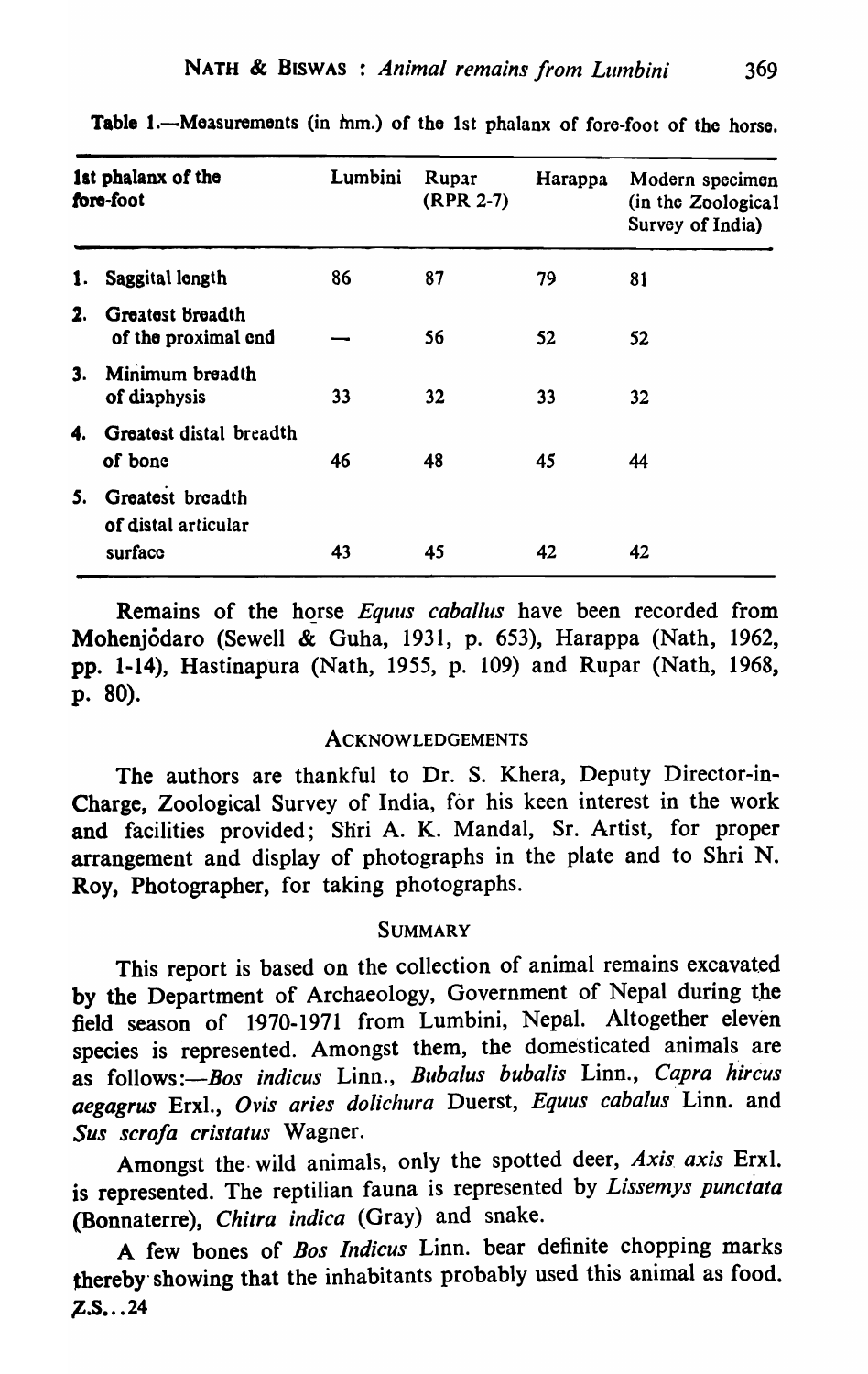**Table 1.**—Measurements (in mm.) of the 1st phalanx of fore-foot of the horse.

| 1st phalanx of the fore-foot | Lumbini | Rupar (RPR 2-7) | Harappa | Modern specimen (in the Zoological Survey of India) |
|---|---|---|---|---|
| 1. Saggital length | 86 | 87 | 79 | 81 |
| 2. Greatest breadth of the proximal end | — | 56 | 52 | 52 |
| 3. Minimum breadth of diaphysis | 33 | 32 | 33 | 32 |
| 4. Greatest distal breadth of bone | 46 | 48 | 45 | 44 |
| 5. Greatest breadth of distal articular surface | 43 | 45 | 42 | 42 |

Remains of the horse *Equus caballus* have been recorded from Mohenjodaro (Sewell & Guha, 1931, p. 653), Harappa (Nath, 1962, pp. 1-14), Hastinapura (Nath, 1955, p. 109) and Rupar (Nath, 1968, p. 80).

## ACKNOWLEDGEMENTS

The authors are thankful to Dr. S. Khera, Deputy Director-in-Charge, Zoological Survey of India, for his keen interest in the work and facilities provided; Shri A. K. Mandal, Sr. Artist, for proper arrangement and display of photographs in the plate and to Shri N. Roy, Photographer, for taking photographs.

## SUMMARY

This report is based on the collection of animal remains excavated by the Department of Archaeology, Government of Nepal during the field season of 1970-1971 from Lumbini, Nepal. Altogether eleven species is represented. Amongst them, the domesticated animals are as follows:—*Bos indicus* Linn., *Bubalus bubalis* Linn., *Capra hircus aegagrus* Erxl., *Ovis aries dolichura* Duerst, *Equus cabalus* Linn. and *Sus scrofa cristatus* Wagner.

Amongst the wild animals, only the spotted deer, *Axis axis* Erxl. is represented. The reptilian fauna is represented by *Lissemys punctata* (Bonnaterre), *Chitra indica* (Gray) and snake.

A few bones of *Bos Indicus* Linn. bear definite chopping marks thereby showing that the inhabitants probably used this animal as food.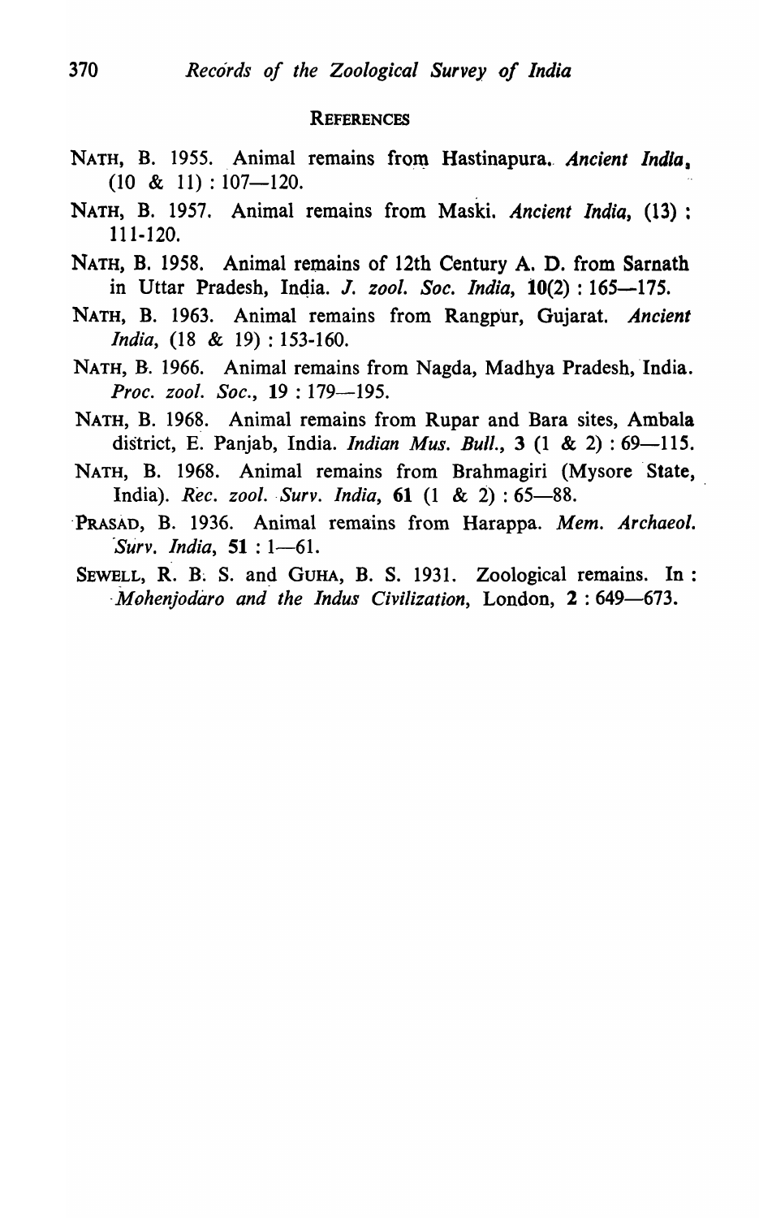## REFERENCES

NATH, B. 1955. Animal remains from Hastinapura. *Ancient India*, (10 & 11) : 107—120.

NATH, B. 1957. Animal remains from Maski. *Ancient India*, (13) : 111-120.

NATH, B. 1958. Animal remains of 12th Century A. D. from Sarnath in Uttar Pradesh, India. *J. zool. Soc. India*, **10**(2) : 165—175.

NATH, B. 1963. Animal remains from Rangpur, Gujarat. *Ancient India*, (18 & 19) : 153-160.

NATH, B. 1966. Animal remains from Nagda, Madhya Pradesh, India. *Proc. zool. Soc.*, **19** : 179—195.

NATH, B. 1968. Animal remains from Rupar and Bara sites, Ambala district, E. Panjab, India. *Indian Mus. Bull.*, **3** (1 & 2) : 69—115.

NATH, B. 1968. Animal remains from Brahmagiri (Mysore State, India). *Rec. zool. Surv. India*, **61** (1 & 2) : 65—88.

PRASAD, B. 1936. Animal remains from Harappa. *Mem. Archaeol. Surv. India*, **51** : 1—61.

SEWELL, R. B. S. and GUHA, B. S. 1931. Zoological remains. In : *Mohenjodaro and the Indus Civilization*, London, **2** : 649—673.